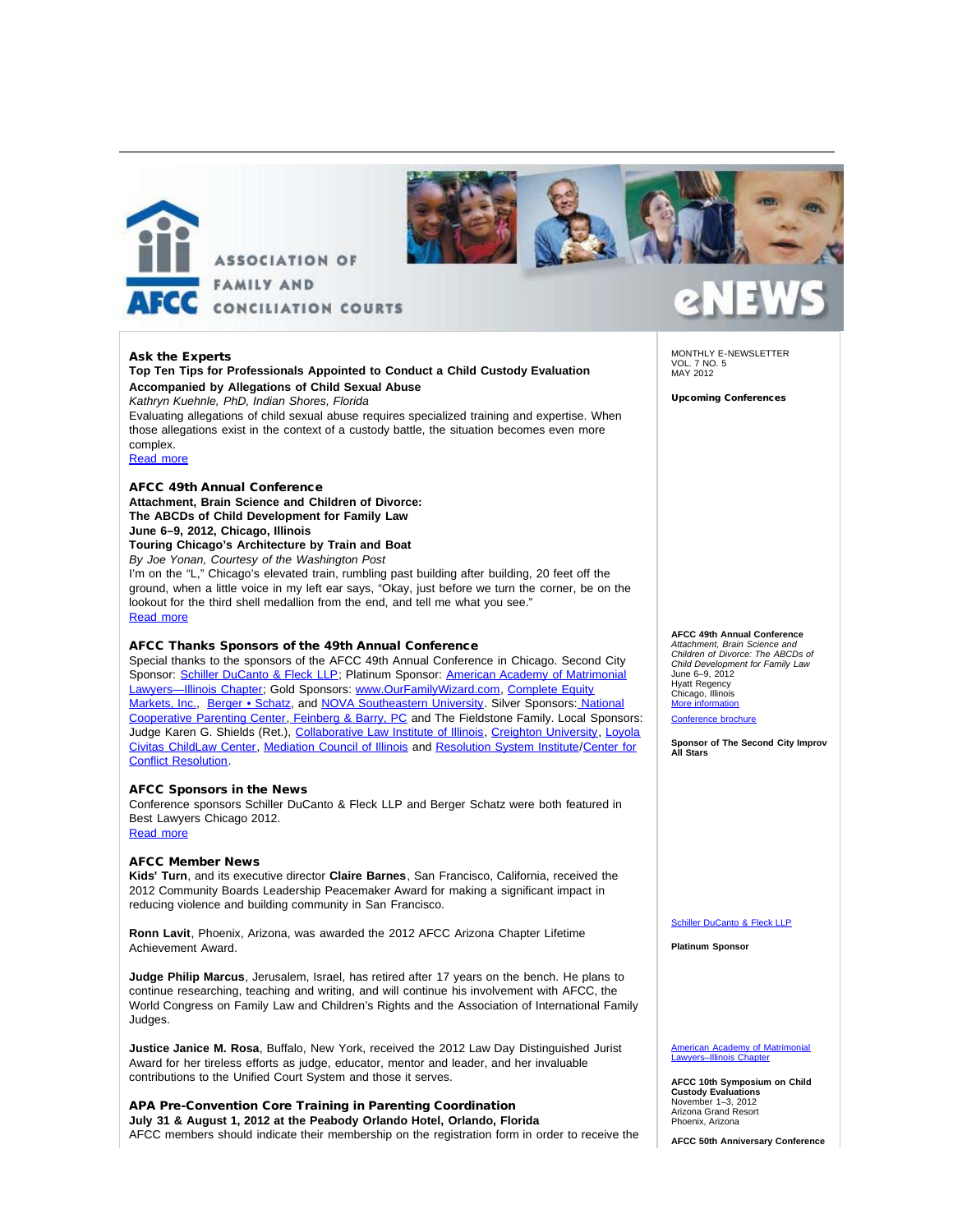# ASSOCIATION OF FAMILY AND CONCILIATION COURTS

# eNEWS

MONTHLY E-NEWSLETTER
VOL. 7 NO. 5
MAY 2012

## Ask the Experts

**Top Ten Tips for Professionals Appointed to Conduct a Child Custody Evaluation Accompanied by Allegations of Child Sexual Abuse**

*Kathryn Kuehnle, PhD, Indian Shores, Florida*

Evaluating allegations of child sexual abuse requires specialized training and expertise. When those allegations exist in the context of a custody battle, the situation becomes even more complex.

[Read more]

## AFCC 49th Annual Conference

**Attachment, Brain Science and Children of Divorce: The ABCDs of Child Development for Family Law**
**June 6–9, 2012, Chicago, Illinois**
**Touring Chicago's Architecture by Train and Boat**

*By Joe Yonan, Courtesy of the Washington Post*

I'm on the "L," Chicago's elevated train, rumbling past building after building, 20 feet off the ground, when a little voice in my left ear says, "Okay, just before we turn the corner, be on the lookout for the third shell medallion from the end, and tell me what you see."

[Read more]

## AFCC Thanks Sponsors of the 49th Annual Conference

Special thanks to the sponsors of the AFCC 49th Annual Conference in Chicago. Second City Sponsor: Schiller DuCanto & Fleck LLP; Platinum Sponsor: American Academy of Matrimonial Lawyers—Illinois Chapter; Gold Sponsors: www.OurFamilyWizard.com, Complete Equity Markets, Inc., Berger • Schatz, and NOVA Southeastern University. Silver Sponsors: National Cooperative Parenting Center, Feinberg & Barry, PC and The Fieldstone Family. Local Sponsors: Judge Karen G. Shields (Ret.), Collaborative Law Institute of Illinois, Creighton University, Loyola Civitas ChildLaw Center, Mediation Council of Illinois and Resolution System Institute/Center for Conflict Resolution.

## AFCC Sponsors in the News

Conference sponsors Schiller DuCanto & Fleck LLP and Berger Schatz were both featured in Best Lawyers Chicago 2012.

[Read more]

## AFCC Member News

**Kids' Turn**, and its executive director **Claire Barnes**, San Francisco, California, received the 2012 Community Boards Leadership Peacemaker Award for making a significant impact in reducing violence and building community in San Francisco.

**Ronn Lavit**, Phoenix, Arizona, was awarded the 2012 AFCC Arizona Chapter Lifetime Achievement Award.

**Judge Philip Marcus**, Jerusalem, Israel, has retired after 17 years on the bench. He plans to continue researching, teaching and writing, and will continue his involvement with AFCC, the World Congress on Family Law and Children's Rights and the Association of International Family Judges.

**Justice Janice M. Rosa**, Buffalo, New York, received the 2012 Law Day Distinguished Jurist Award for her tireless efforts as judge, educator, mentor and leader, and her invaluable contributions to the Unified Court System and those it serves.

## APA Pre-Convention Core Training in Parenting Coordination

**July 31 & August 1, 2012 at the Peabody Orlando Hotel, Orlando, Florida**

AFCC members should indicate their membership on the registration form in order to receive the

---

**Upcoming Conferences**

**AFCC 49th Annual Conference**
*Attachment, Brain Science and Children of Divorce: The ABCDs of Child Development for Family Law*
June 6–9, 2012
Hyatt Regency
Chicago, Illinois
[More information]

[Conference brochure]

**Sponsor of The Second City Improv All Stars**

Schiller DuCanto & Fleck LLP

**Platinum Sponsor**

American Academy of Matrimonial Lawyers–Illinois Chapter

**AFCC 10th Symposium on Child Custody Evaluations**
November 1–3, 2012
Arizona Grand Resort
Phoenix, Arizona

**AFCC 50th Anniversary Conference**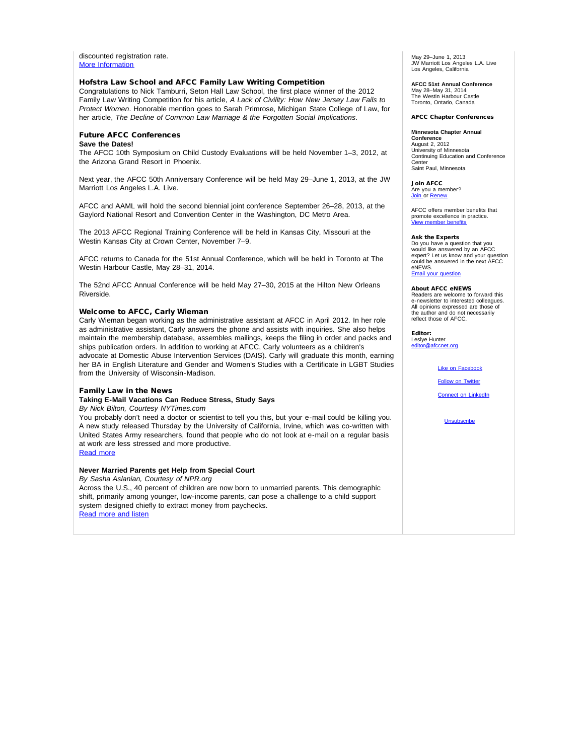discounted registration rate.
[More Information](#)

### Hofstra Law School and AFCC Family Law Writing Competition

Congratulations to Nick Tamburri, Seton Hall Law School, the first place winner of the 2012 Family Law Writing Competition for his article, *A Lack of Civility: How New Jersey Law Fails to Protect Women*. Honorable mention goes to Sarah Primrose, Michigan State College of Law, for her article, *The Decline of Common Law Marriage & the Forgotten Social Implications*.

### Future AFCC Conferences

**Save the Dates!**

The AFCC 10th Symposium on Child Custody Evaluations will be held November 1–3, 2012, at the Arizona Grand Resort in Phoenix.

Next year, the AFCC 50th Anniversary Conference will be held May 29–June 1, 2013, at the JW Marriott Los Angeles L.A. Live.

AFCC and AAML will hold the second biennial joint conference September 26–28, 2013, at the Gaylord National Resort and Convention Center in the Washington, DC Metro Area.

The 2013 AFCC Regional Training Conference will be held in Kansas City, Missouri at the Westin Kansas City at Crown Center, November 7–9.

AFCC returns to Canada for the 51st Annual Conference, which will be held in Toronto at The Westin Harbour Castle, May 28–31, 2014.

The 52nd AFCC Annual Conference will be held May 27–30, 2015 at the Hilton New Orleans Riverside.

### Welcome to AFCC, Carly Wieman

Carly Wieman began working as the administrative assistant at AFCC in April 2012. In her role as administrative assistant, Carly answers the phone and assists with inquiries. She also helps maintain the membership database, assembles mailings, keeps the filing in order and packs and ships publication orders. In addition to working at AFCC, Carly volunteers as a children's advocate at Domestic Abuse Intervention Services (DAIS). Carly will graduate this month, earning her BA in English Literature and Gender and Women's Studies with a Certificate in LGBT Studies from the University of Wisconsin-Madison.

### Family Law in the News

**Taking E-Mail Vacations Can Reduce Stress, Study Says**

*By Nick Bilton, Courtesy NYTimes.com*

You probably don't need a doctor or scientist to tell you this, but your e-mail could be killing you. A new study released Thursday by the University of California, Irvine, which was co-written with United States Army researchers, found that people who do not look at e-mail on a regular basis at work are less stressed and more productive.
[Read more](#)

**Never Married Parents get Help from Special Court**

*By Sasha Aslanian, Courtesy of NPR.org*

Across the U.S., 40 percent of children are now born to unmarried parents. This demographic shift, primarily among younger, low-income parents, can pose a challenge to a child support system designed chiefly to extract money from paychecks.
[Read more and listen](#)

---

May 29–June 1, 2013
JW Marriott Los Angeles L.A. Live
Los Angeles, California

**AFCC 51st Annual Conference**
May 28–May 31, 2014
The Westin Harbour Castle
Toronto, Ontario, Canada

#### AFCC Chapter Conferences

**Minnesota Chapter Annual Conference**
August 2, 2012
University of Minnesota
Continuing Education and Conference Center
Saint Paul, Minnesota

#### Join AFCC

Are you a member?
[Join](#) or [Renew](#)

AFCC offers member benefits that promote excellence in practice.
[View member benefits](#)

#### Ask the Experts

Do you have a question that you would like answered by an AFCC expert? Let us know and your question could be answered in the next AFCC eNEWS.
[Email your question](#)

#### About AFCC eNEWS

Readers are welcome to forward this e-newsletter to interested colleagues. All opinions expressed are those of the author and do not necessarily reflect those of AFCC.

**Editor:**
Leslye Hunter
[editor@afccnet.org](mailto:editor@afccnet.org)

[Like on Facebook](#)

[Follow on Twitter](#)

[Connect on LinkedIn](#)

[Unsubscribe](#)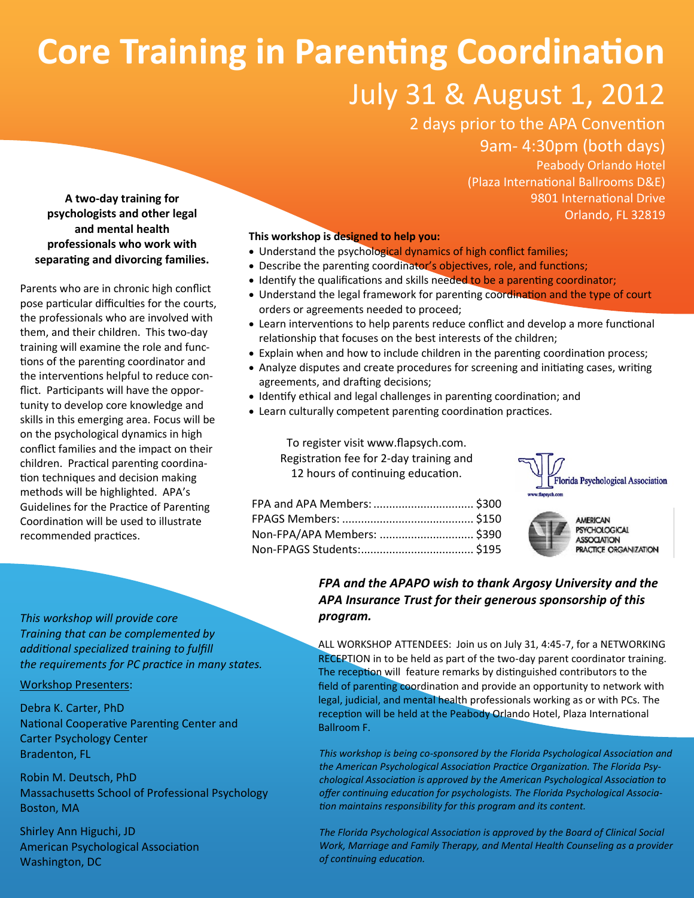# Core Training in Parenting Coordination

## July 31 & August 1, 2012

2 days prior to the APA Convention

9am- 4:30pm (both days)

Peabody Orlando Hotel
(Plaza International Ballrooms D&E)
9801 International Drive
Orlando, FL 32819

**A two-day training for psychologists and other legal and mental health professionals who work with separating and divorcing families.**

Parents who are in chronic high conflict pose particular difficulties for the courts, the professionals who are involved with them, and their children. This two-day training will examine the role and functions of the parenting coordinator and the interventions helpful to reduce conflict. Participants will have the opportunity to develop core knowledge and skills in this emerging area. Focus will be on the psychological dynamics in high conflict families and the impact on their children. Practical parenting coordination techniques and decision making methods will be highlighted. APA's Guidelines for the Practice of Parenting Coordination will be used to illustrate recommended practices.

**This workshop is designed to help you:**

- Understand the psychological dynamics of high conflict families;
- Describe the parenting coordinator's objectives, role, and functions;
- Identify the qualifications and skills needed to be a parenting coordinator;
- Understand the legal framework for parenting coordination and the type of court orders or agreements needed to proceed;
- Learn interventions to help parents reduce conflict and develop a more functional relationship that focuses on the best interests of the children;
- Explain when and how to include children in the parenting coordination process;
- Analyze disputes and create procedures for screening and initiating cases, writing agreements, and drafting decisions;
- Identify ethical and legal challenges in parenting coordination; and
- Learn culturally competent parenting coordination practices.

To register visit www.flapsych.com.
Registration fee for 2-day training and 12 hours of continuing education.

| | |
|---|---|
| FPA and APA Members: | $300 |
| FPAGS Members: | $150 |
| Non-FPA/APA Members: | $390 |
| Non-FPAGS Students: | $195 |

Florida Psychological Association
www.flapsych.com

American Psychological Association Practice Organization

***FPA and the APAPO wish to thank Argosy University and the APA Insurance Trust for their generous sponsorship of this program.***

*This workshop will provide core Training that can be complemented by additional specialized training to fulfill the requirements for PC practice in many states.*

Workshop Presenters:

Debra K. Carter, PhD
National Cooperative Parenting Center and Carter Psychology Center
Bradenton, FL

Robin M. Deutsch, PhD
Massachusetts School of Professional Psychology
Boston, MA

Shirley Ann Higuchi, JD
American Psychological Association
Washington, DC

ALL WORKSHOP ATTENDEES: Join us on July 31, 4:45-7, for a NETWORKING RECEPTION in to be held as part of the two-day parent coordinator training. The reception will feature remarks by distinguished contributors to the field of parenting coordination and provide an opportunity to network with legal, judicial, and mental health professionals working as or with PCs. The reception will be held at the Peabody Orlando Hotel, Plaza International Ballroom F.

*This workshop is being co-sponsored by the Florida Psychological Association and the American Psychological Association Practice Organization. The Florida Psychological Association is approved by the American Psychological Association to offer continuing education for psychologists. The Florida Psychological Association maintains responsibility for this program and its content.*

*The Florida Psychological Association is approved by the Board of Clinical Social Work, Marriage and Family Therapy, and Mental Health Counseling as a provider of continuing education.*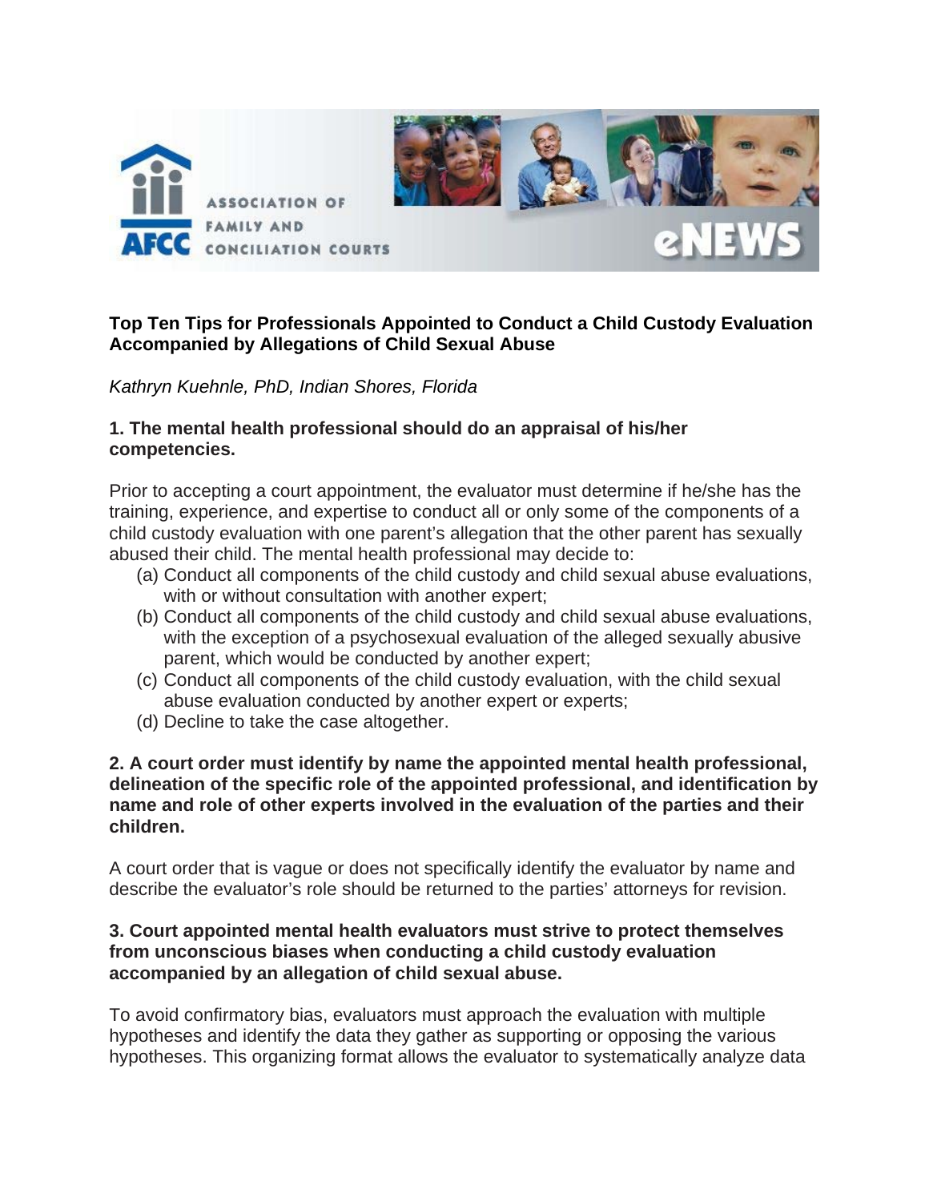**Top Ten Tips for Professionals Appointed to Conduct a Child Custody Evaluation Accompanied by Allegations of Child Sexual Abuse**

*Kathryn Kuehnle, PhD, Indian Shores, Florida*

**1. The mental health professional should do an appraisal of his/her competencies.**

Prior to accepting a court appointment, the evaluator must determine if he/she has the training, experience, and expertise to conduct all or only some of the components of a child custody evaluation with one parent's allegation that the other parent has sexually abused their child. The mental health professional may decide to:

(a) Conduct all components of the child custody and child sexual abuse evaluations, with or without consultation with another expert;
(b) Conduct all components of the child custody and child sexual abuse evaluations, with the exception of a psychosexual evaluation of the alleged sexually abusive parent, which would be conducted by another expert;
(c) Conduct all components of the child custody evaluation, with the child sexual abuse evaluation conducted by another expert or experts;
(d) Decline to take the case altogether.

**2. A court order must identify by name the appointed mental health professional, delineation of the specific role of the appointed professional, and identification by name and role of other experts involved in the evaluation of the parties and their children.**

A court order that is vague or does not specifically identify the evaluator by name and describe the evaluator's role should be returned to the parties' attorneys for revision.

**3. Court appointed mental health evaluators must strive to protect themselves from unconscious biases when conducting a child custody evaluation accompanied by an allegation of child sexual abuse.**

To avoid confirmatory bias, evaluators must approach the evaluation with multiple hypotheses and identify the data they gather as supporting or opposing the various hypotheses. This organizing format allows the evaluator to systematically analyze data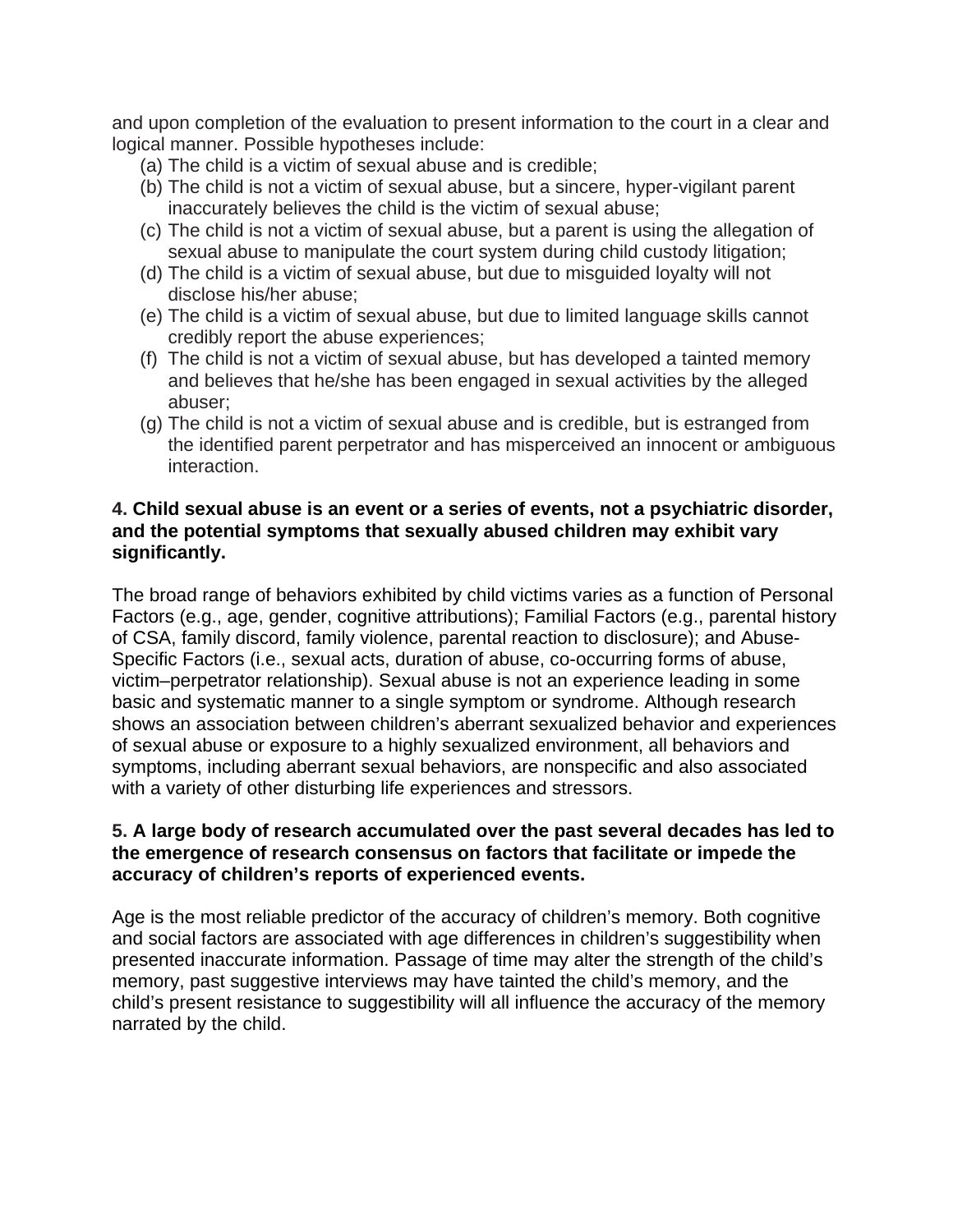and upon completion of the evaluation to present information to the court in a clear and logical manner. Possible hypotheses include:

(a) The child is a victim of sexual abuse and is credible;
(b) The child is not a victim of sexual abuse, but a sincere, hyper-vigilant parent inaccurately believes the child is the victim of sexual abuse;
(c) The child is not a victim of sexual abuse, but a parent is using the allegation of sexual abuse to manipulate the court system during child custody litigation;
(d) The child is a victim of sexual abuse, but due to misguided loyalty will not disclose his/her abuse;
(e) The child is a victim of sexual abuse, but due to limited language skills cannot credibly report the abuse experiences;
(f) The child is not a victim of sexual abuse, but has developed a tainted memory and believes that he/she has been engaged in sexual activities by the alleged abuser;
(g) The child is not a victim of sexual abuse and is credible, but is estranged from the identified parent perpetrator and has misperceived an innocent or ambiguous interaction.

**4. Child sexual abuse is an event or a series of events, not a psychiatric disorder, and the potential symptoms that sexually abused children may exhibit vary significantly.**

The broad range of behaviors exhibited by child victims varies as a function of Personal Factors (e.g., age, gender, cognitive attributions); Familial Factors (e.g., parental history of CSA, family discord, family violence, parental reaction to disclosure); and Abuse-Specific Factors (i.e., sexual acts, duration of abuse, co-occurring forms of abuse, victim–perpetrator relationship). Sexual abuse is not an experience leading in some basic and systematic manner to a single symptom or syndrome. Although research shows an association between children's aberrant sexualized behavior and experiences of sexual abuse or exposure to a highly sexualized environment, all behaviors and symptoms, including aberrant sexual behaviors, are nonspecific and also associated with a variety of other disturbing life experiences and stressors.

**5. A large body of research accumulated over the past several decades has led to the emergence of research consensus on factors that facilitate or impede the accuracy of children's reports of experienced events.**

Age is the most reliable predictor of the accuracy of children's memory. Both cognitive and social factors are associated with age differences in children's suggestibility when presented inaccurate information. Passage of time may alter the strength of the child's memory, past suggestive interviews may have tainted the child's memory, and the child's present resistance to suggestibility will all influence the accuracy of the memory narrated by the child.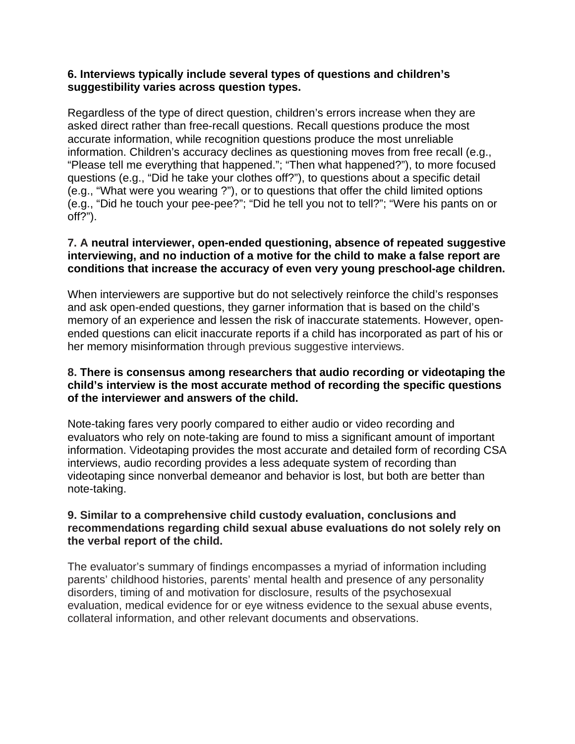**6. Interviews typically include several types of questions and children's suggestibility varies across question types.**

Regardless of the type of direct question, children's errors increase when they are asked direct rather than free-recall questions. Recall questions produce the most accurate information, while recognition questions produce the most unreliable information. Children's accuracy declines as questioning moves from free recall (e.g., "Please tell me everything that happened."; "Then what happened?"), to more focused questions (e.g., "Did he take your clothes off?"), to questions about a specific detail (e.g., "What were you wearing ?"), or to questions that offer the child limited options (e.g., "Did he touch your pee-pee?"; "Did he tell you not to tell?"; "Were his pants on or off?").

**7. A neutral interviewer, open-ended questioning, absence of repeated suggestive interviewing, and no induction of a motive for the child to make a false report are conditions that increase the accuracy of even very young preschool-age children.**

When interviewers are supportive but do not selectively reinforce the child's responses and ask open-ended questions, they garner information that is based on the child's memory of an experience and lessen the risk of inaccurate statements. However, open-ended questions can elicit inaccurate reports if a child has incorporated as part of his or her memory misinformation through previous suggestive interviews.

**8. There is consensus among researchers that audio recording or videotaping the child's interview is the most accurate method of recording the specific questions of the interviewer and answers of the child.**

Note-taking fares very poorly compared to either audio or video recording and evaluators who rely on note-taking are found to miss a significant amount of important information. Videotaping provides the most accurate and detailed form of recording CSA interviews, audio recording provides a less adequate system of recording than videotaping since nonverbal demeanor and behavior is lost, but both are better than note-taking.

**9. Similar to a comprehensive child custody evaluation, conclusions and recommendations regarding child sexual abuse evaluations do not solely rely on the verbal report of the child.**

The evaluator's summary of findings encompasses a myriad of information including parents' childhood histories, parents' mental health and presence of any personality disorders, timing of and motivation for disclosure, results of the psychosexual evaluation, medical evidence for or eye witness evidence to the sexual abuse events, collateral information, and other relevant documents and observations.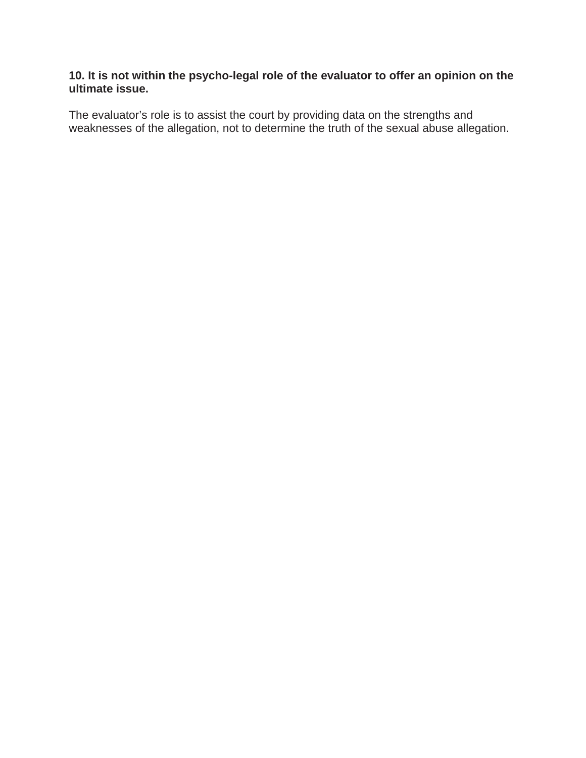**10. It is not within the psycho-legal role of the evaluator to offer an opinion on the ultimate issue.**

The evaluator’s role is to assist the court by providing data on the strengths and weaknesses of the allegation, not to determine the truth of the sexual abuse allegation.